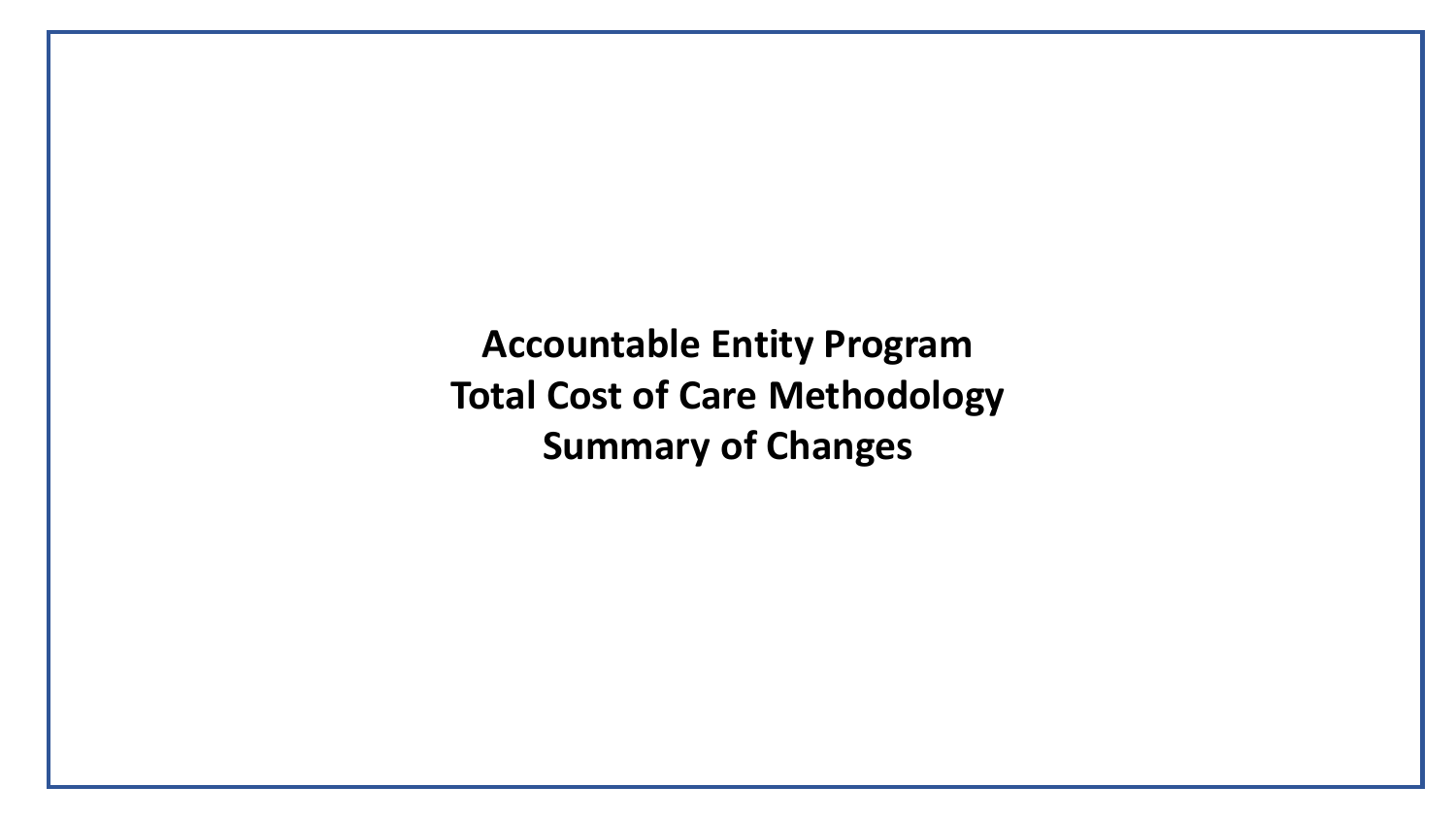# Accountable Entity Program
# Total Cost of Care Methodology
# Summary of Changes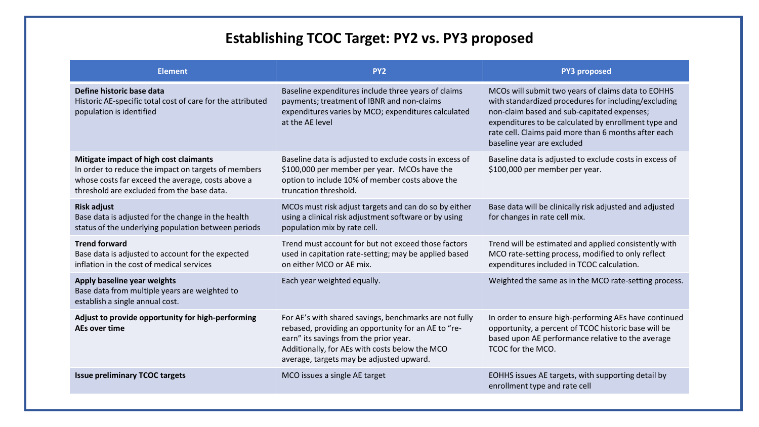# Establishing TCOC Target: PY2 vs. PY3 proposed

| Element | PY2 | PY3 proposed |
|---|---|---|
| **Define historic base data**<br>Historic AE-specific total cost of care for the attributed population is identified | Baseline expenditures include three years of claims payments; treatment of IBNR and non-claims expenditures varies by MCO; expenditures calculated at the AE level | MCOs will submit two years of claims data to EOHHS with standardized procedures for including/excluding non-claim based and sub-capitated expenses; expenditures to be calculated by enrollment type and rate cell. Claims paid more than 6 months after each baseline year are excluded |
| **Mitigate impact of high cost claimants**<br>In order to reduce the impact on targets of members whose costs far exceed the average, costs above a threshold are excluded from the base data. | Baseline data is adjusted to exclude costs in excess of $100,000 per member per year. MCOs have the option to include 10% of member costs above the truncation threshold. | Baseline data is adjusted to exclude costs in excess of $100,000 per member per year. |
| **Risk adjust**<br>Base data is adjusted for the change in the health status of the underlying population between periods | MCOs must risk adjust targets and can do so by either using a clinical risk adjustment software or by using population mix by rate cell. | Base data will be clinically risk adjusted and adjusted for changes in rate cell mix. |
| **Trend forward**<br>Base data is adjusted to account for the expected inflation in the cost of medical services | Trend must account for but not exceed those factors used in capitation rate-setting; may be applied based on either MCO or AE mix. | Trend will be estimated and applied consistently with MCO rate-setting process, modified to only reflect expenditures included in TCOC calculation. |
| **Apply baseline year weights**<br>Base data from multiple years are weighted to establish a single annual cost. | Each year weighted equally. | Weighted the same as in the MCO rate-setting process. |
| **Adjust to provide opportunity for high-performing AEs over time** | For AE's with shared savings, benchmarks are not fully rebased, providing an opportunity for an AE to "re-earn" its savings from the prior year.<br>Additionally, for AEs with costs below the MCO average, targets may be adjusted upward. | In order to ensure high-performing AEs have continued opportunity, a percent of TCOC historic base will be based upon AE performance relative to the average TCOC for the MCO. |
| **Issue preliminary TCOC targets** | MCO issues a single AE target | EOHHS issues AE targets, with supporting detail by enrollment type and rate cell |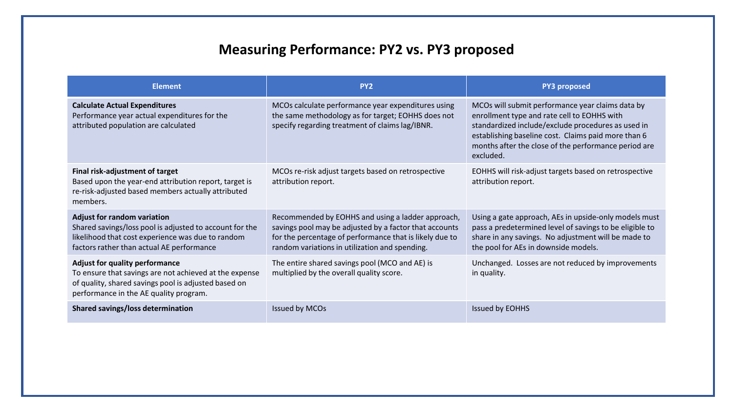# Measuring Performance: PY2 vs. PY3 proposed

| Element | PY2 | PY3 proposed |
| --- | --- | --- |
| **Calculate Actual Expenditures**<br>Performance year actual expenditures for the attributed population are calculated | MCOs calculate performance year expenditures using the same methodology as for target; EOHHS does not specify regarding treatment of claims lag/IBNR. | MCOs will submit performance year claims data by enrollment type and rate cell to EOHHS with standardized include/exclude procedures as used in establishing baseline cost. Claims paid more than 6 months after the close of the performance period are excluded. |
| **Final risk-adjustment of target**<br>Based upon the year-end attribution report, target is re-risk-adjusted based members actually attributed members. | MCOs re-risk adjust targets based on retrospective attribution report. | EOHHS will risk-adjust targets based on retrospective attribution report. |
| **Adjust for random variation**<br>Shared savings/loss pool is adjusted to account for the likelihood that cost experience was due to random factors rather than actual AE performance | Recommended by EOHHS and using a ladder approach, savings pool may be adjusted by a factor that accounts for the percentage of performance that is likely due to random variations in utilization and spending. | Using a gate approach, AEs in upside-only models must pass a predetermined level of savings to be eligible to share in any savings. No adjustment will be made to the pool for AEs in downside models. |
| **Adjust for quality performance**<br>To ensure that savings are not achieved at the expense of quality, shared savings pool is adjusted based on performance in the AE quality program. | The entire shared savings pool (MCO and AE) is multiplied by the overall quality score. | Unchanged. Losses are not reduced by improvements in quality. |
| **Shared savings/loss determination** | Issued by MCOs | Issued by EOHHS |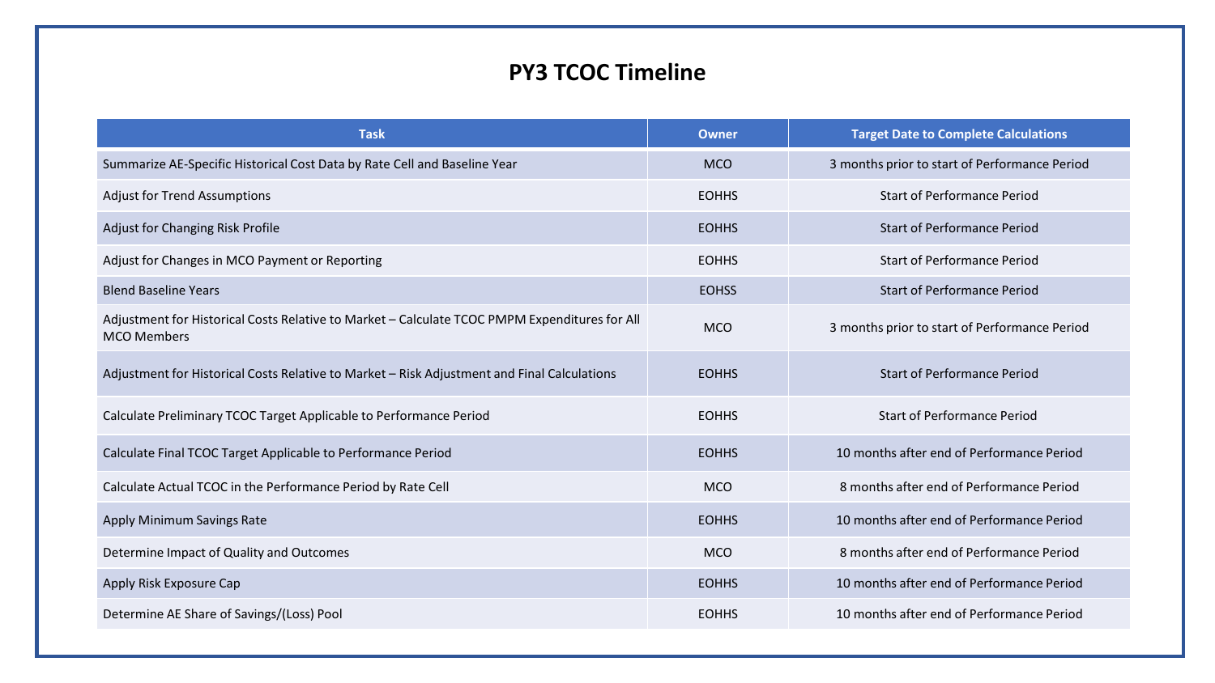# PY3 TCOC Timeline

| Task | Owner | Target Date to Complete Calculations |
|---|---|---|
| Summarize AE-Specific Historical Cost Data by Rate Cell and Baseline Year | MCO | 3 months prior to start of Performance Period |
| Adjust for Trend Assumptions | EOHHS | Start of Performance Period |
| Adjust for Changing Risk Profile | EOHHS | Start of Performance Period |
| Adjust for Changes in MCO Payment or Reporting | EOHHS | Start of Performance Period |
| Blend Baseline Years | EOHSS | Start of Performance Period |
| Adjustment for Historical Costs Relative to Market – Calculate TCOC PMPM Expenditures for All MCO Members | MCO | 3 months prior to start of Performance Period |
| Adjustment for Historical Costs Relative to Market – Risk Adjustment and Final Calculations | EOHHS | Start of Performance Period |
| Calculate Preliminary TCOC Target Applicable to Performance Period | EOHHS | Start of Performance Period |
| Calculate Final TCOC Target Applicable to Performance Period | EOHHS | 10 months after end of Performance Period |
| Calculate Actual TCOC in the Performance Period by Rate Cell | MCO | 8 months after end of Performance Period |
| Apply Minimum Savings Rate | EOHHS | 10 months after end of Performance Period |
| Determine Impact of Quality and Outcomes | MCO | 8 months after end of Performance Period |
| Apply Risk Exposure Cap | EOHHS | 10 months after end of Performance Period |
| Determine AE Share of Savings/(Loss) Pool | EOHHS | 10 months after end of Performance Period |